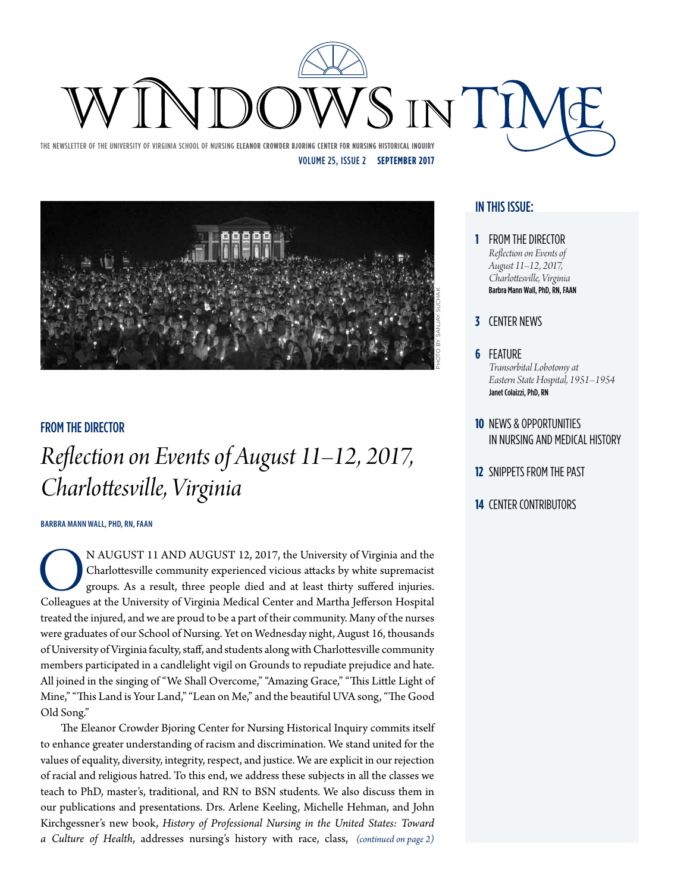# WINDOWS IN TIME

THE NEWSLETTER OF THE UNIVERSITY OF VIRGINIA SCHOOL OF NURSING **ELEANOR CROWDER BJORING CENTER FOR NURSING HISTORICAL INQUIRY**

**VOLUME 25, ISSUE 2 SEPTEMBER 2017**

PHOTO BY SANJAY SUCHAK

## IN THIS ISSUE:

**1** FROM THE DIRECTOR
*Reflection on Events of August 11–12, 2017, Charlottesville, Virginia*
**Barbra Mann Wall, PhD, RN, FAAN**

**3** CENTER NEWS

**6** FEATURE
*Transorbital Lobotomy at Eastern State Hospital, 1951–1954*
**Janet Colaizzi, PhD, RN**

**10** NEWS & OPPORTUNITIES IN NURSING AND MEDICAL HISTORY

**12** SNIPPETS FROM THE PAST

**14** CENTER CONTRIBUTORS

## FROM THE DIRECTOR

# *Reflection on Events of August 11–12, 2017, Charlottesville, Virginia*

**BARBRA MANN WALL, PHD, RN, FAAN**

ON AUGUST 11 AND AUGUST 12, 2017, the University of Virginia and the Charlottesville community experienced vicious attacks by white supremacist groups. As a result, three people died and at least thirty suffered injuries. Colleagues at the University of Virginia Medical Center and Martha Jefferson Hospital treated the injured, and we are proud to be a part of their community. Many of the nurses were graduates of our School of Nursing. Yet on Wednesday night, August 16, thousands of University of Virginia faculty, staff, and students along with Charlottesville community members participated in a candlelight vigil on Grounds to repudiate prejudice and hate. All joined in the singing of "We Shall Overcome," "Amazing Grace," "This Little Light of Mine," "This Land is Your Land," "Lean on Me," and the beautiful UVA song, "The Good Old Song."

The Eleanor Crowder Bjoring Center for Nursing Historical Inquiry commits itself to enhance greater understanding of racism and discrimination. We stand united for the values of equality, diversity, integrity, respect, and justice. We are explicit in our rejection of racial and religious hatred. To this end, we address these subjects in all the classes we teach to PhD, master's, traditional, and RN to BSN students. We also discuss them in our publications and presentations. Drs. Arlene Keeling, Michelle Hehman, and John Kirchgessner's new book, *History of Professional Nursing in the United States: Toward a Culture of Health*, addresses nursing's history with race, class, *(continued on page 2)*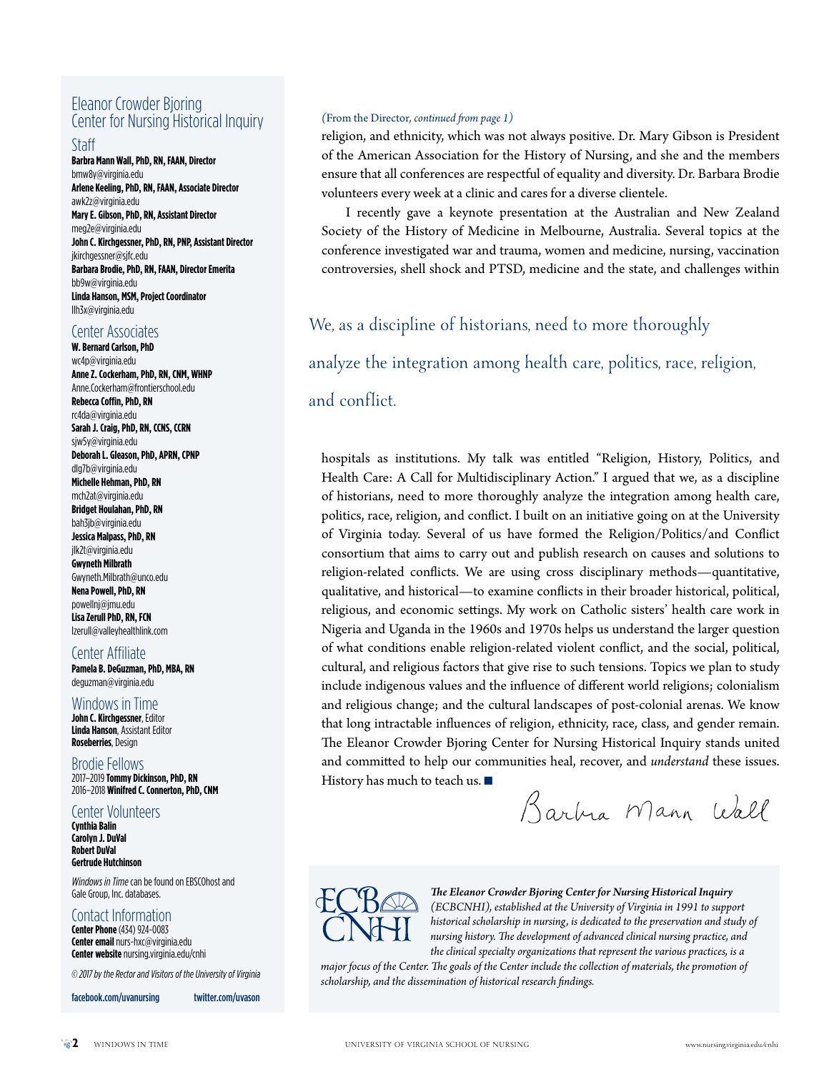*(From the Director, continued from page 1)*

religion, and ethnicity, which was not always positive. Dr. Mary Gibson is President of the American Association for the History of Nursing, and she and the members ensure that all conferences are respectful of equality and diversity. Dr. Barbara Brodie volunteers every week at a clinic and cares for a diverse clientele.

I recently gave a keynote presentation at the Australian and New Zealand Society of the History of Medicine in Melbourne, Australia. Several topics at the conference investigated war and trauma, women and medicine, nursing, vaccination controversies, shell shock and PTSD, medicine and the state, and challenges within hospitals as institutions. My talk was entitled "Religion, History, Politics, and Health Care: A Call for Multidisciplinary Action." I argued that we, as a discipline of historians, need to more thoroughly analyze the integration among health care, politics, race, religion, and conflict. I built on an initiative going on at the University of Virginia today. Several of us have formed the Religion/Politics/and Conflict consortium that aims to carry out and publish research on causes and solutions to religion-related conflicts. We are using cross disciplinary methods—quantitative, qualitative, and historical—to examine conflicts in their broader historical, political, religious, and economic settings. My work on Catholic sisters' health care work in Nigeria and Uganda in the 1960s and 1970s helps us understand the larger question of what conditions enable religion-related violent conflict, and the social, political, cultural, and religious factors that give rise to such tensions. Topics we plan to study include indigenous values and the influence of different world religions; colonialism and religious change; and the cultural landscapes of post-colonial arenas. We know that long intractable influences of religion, ethnicity, race, class, and gender remain. The Eleanor Crowder Bjoring Center for Nursing Historical Inquiry stands united and committed to help our communities heal, recover, and *understand* these issues. History has much to teach us. ■

> We, as a discipline of historians, need to more thoroughly analyze the integration among health care, politics, race, religion, and conflict.

Barbra Mann Wall

## Eleanor Crowder Bjoring Center for Nursing Historical Inquiry

### Staff

**Barbra Mann Wall, PhD, RN, FAAN, Director**
bmw8y@virginia.edu
**Arlene Keeling, PhD, RN, FAAN, Associate Director**
awk2z@virginia.edu
**Mary E. Gibson, PhD, RN, Assistant Director**
meg2e@virginia.edu
**John C. Kirchgessner, PhD, RN, PNP, Assistant Director**
jkirchgessner@sjfc.edu
**Barbara Brodie, PhD, RN, FAAN, Director Emerita**
bb9w@virginia.edu
**Linda Hanson, MSM, Project Coordinator**
llh3x@virginia.edu

### Center Associates

**W. Bernard Carlson, PhD**
wc4p@virginia.edu
**Anne Z. Cockerham, PhD, RN, CNM, WHNP**
Anne.Cockerham@frontierschool.edu
**Rebecca Coffin, PhD, RN**
rc4da@virginia.edu
**Sarah J. Craig, PhD, RN, CCNS, CCRN**
sjw5y@virginia.edu
**Deborah L. Gleason, PhD, APRN, CPNP**
dlg7b@virginia.edu
**Michelle Hehman, PhD, RN**
mch2at@virginia.edu
**Bridget Houlahan, PhD, RN**
bah3jb@virginia.edu
**Jessica Malpass, PhD, RN**
jlk2t@virginia.edu
**Gwyneth Milbrath**
Gwyneth.Milbrath@unco.edu
**Nena Powell, PhD, RN**
powellnj@jmu.edu
**Lisa Zerull PhD, RN, FCN**
lzerull@valleyhealthlink.com

### Center Affiliate

**Pamela B. DeGuzman, PhD, MBA, RN**
deguzman@virginia.edu

### Windows in Time

**John C. Kirchgessner**, Editor
**Linda Hanson**, Assistant Editor
**Roseberries**, Design

### Brodie Fellows

2017–2019 **Tommy Dickinson, PhD, RN**
2016–2018 **Winifred C. Connerton, PhD, CNM**

### Center Volunteers

**Cynthia Balin**
**Carolyn J. DuVal**
**Robert DuVal**
**Gertrude Hutchinson**

*Windows in Time* can be found on EBSCOhost and Gale Group, Inc. databases.

### Contact Information

**Center Phone** (434) 924-0083
**Center email** nurs-hxc@virginia.edu
**Center website** nursing.virginia.edu/cnhi

*© 2017 by the Rector and Visitors of the University of Virginia*

facebook.com/uvanursing twitter.com/uvason

*The Eleanor Crowder Bjoring Center for Nursing Historical Inquiry (ECBCNHI), established at the University of Virginia in 1991 to support historical scholarship in nursing, is dedicated to the preservation and study of nursing history. The development of advanced clinical nursing practice, and the clinical specialty organizations that represent the various practices, is a major focus of the Center. The goals of the Center include the collection of materials, the promotion of scholarship, and the dissemination of historical research findings.*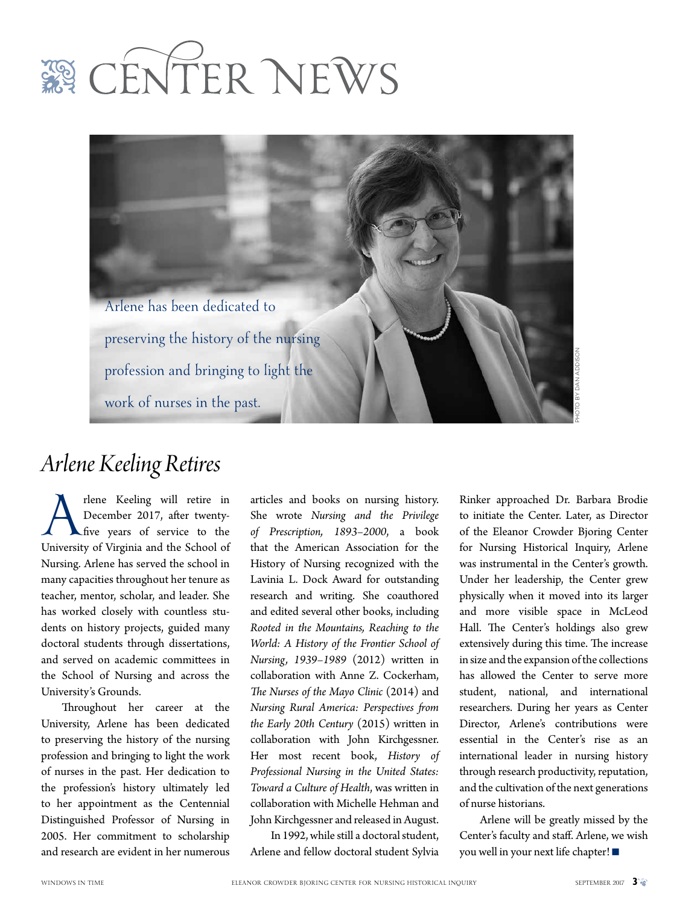# CENTER NEWS

Arlene has been dedicated to preserving the history of the nursing profession and bringing to light the work of nurses in the past.

PHOTO BY DAN ADDISON

## *Arlene Keeling Retires*

Arlene Keeling will retire in December 2017, after twenty-five years of service to the University of Virginia and the School of Nursing. Arlene has served the school in many capacities throughout her tenure as teacher, mentor, scholar, and leader. She has worked closely with countless students on history projects, guided many doctoral students through dissertations, and served on academic committees in the School of Nursing and across the University's Grounds.

Throughout her career at the University, Arlene has been dedicated to preserving the history of the nursing profession and bringing to light the work of nurses in the past. Her dedication to the profession's history ultimately led to her appointment as the Centennial Distinguished Professor of Nursing in 2005. Her commitment to scholarship and research are evident in her numerous articles and books on nursing history. She wrote *Nursing and the Privilege of Prescription, 1893–2000*, a book that the American Association for the History of Nursing recognized with the Lavinia L. Dock Award for outstanding research and writing. She coauthored and edited several other books, including *Rooted in the Mountains, Reaching to the World: A History of the Frontier School of Nursing, 1939–1989* (2012) written in collaboration with Anne Z. Cockerham, *The Nurses of the Mayo Clinic* (2014) and *Nursing Rural America: Perspectives from the Early 20th Century* (2015) written in collaboration with John Kirchgessner. Her most recent book, *History of Professional Nursing in the United States: Toward a Culture of Health*, was written in collaboration with Michelle Hehman and John Kirchgessner and released in August.

In 1992, while still a doctoral student, Arlene and fellow doctoral student Sylvia Rinker approached Dr. Barbara Brodie to initiate the Center. Later, as Director of the Eleanor Crowder Bjoring Center for Nursing Historical Inquiry, Arlene was instrumental in the Center's growth. Under her leadership, the Center grew physically when it moved into its larger and more visible space in McLeod Hall. The Center's holdings also grew extensively during this time. The increase in size and the expansion of the collections has allowed the Center to serve more student, national, and international researchers. During her years as Center Director, Arlene's contributions were essential in the Center's rise as an international leader in nursing history through research productivity, reputation, and the cultivation of the next generations of nurse historians.

Arlene will be greatly missed by the Center's faculty and staff. Arlene, we wish you well in your next life chapter! ■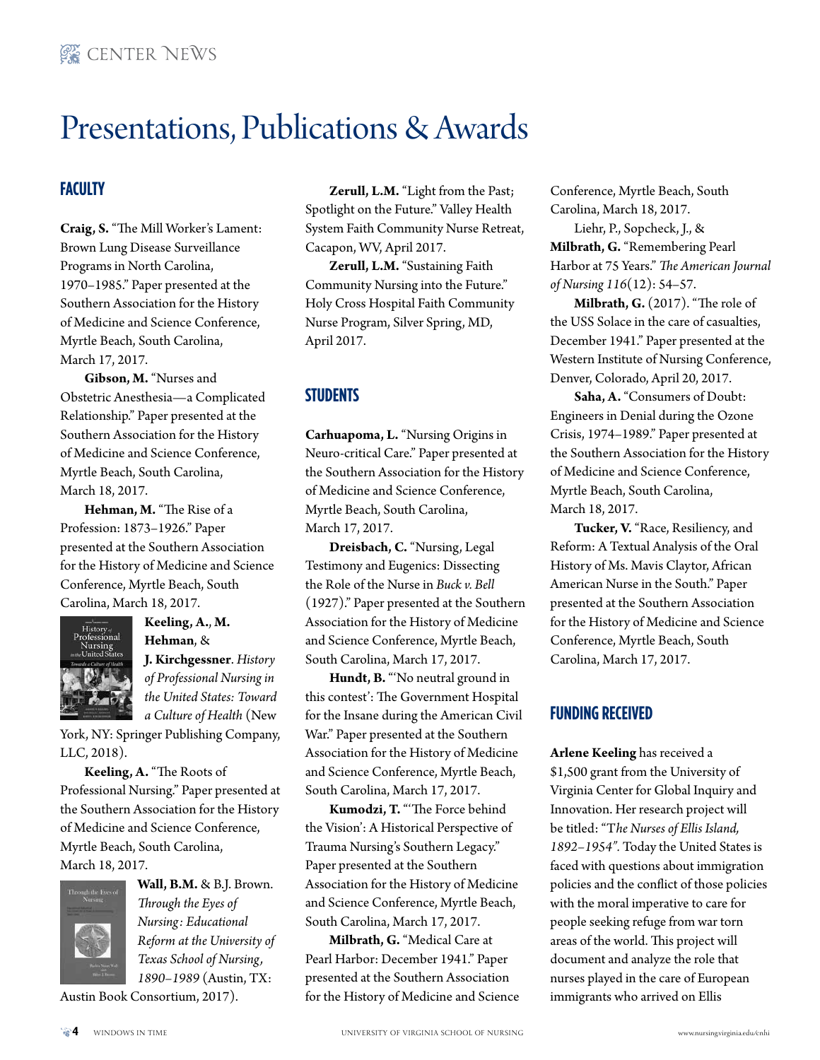# Presentations, Publications & Awards

## FACULTY

**Craig, S.** "The Mill Worker's Lament: Brown Lung Disease Surveillance Programs in North Carolina, 1970–1985." Paper presented at the Southern Association for the History of Medicine and Science Conference, Myrtle Beach, South Carolina, March 17, 2017.

**Gibson, M.** "Nurses and Obstetric Anesthesia—a Complicated Relationship." Paper presented at the Southern Association for the History of Medicine and Science Conference, Myrtle Beach, South Carolina, March 18, 2017.

**Hehman, M.** "The Rise of a Profession: 1873–1926." Paper presented at the Southern Association for the History of Medicine and Science Conference, Myrtle Beach, South Carolina, March 18, 2017.

**Keeling, A.**, **M. Hehman**, & **J. Kirchgessner**. *History of Professional Nursing in the United States: Toward a Culture of Health* (New York, NY: Springer Publishing Company, LLC, 2018).

**Keeling, A.** "The Roots of Professional Nursing." Paper presented at the Southern Association for the History of Medicine and Science Conference, Myrtle Beach, South Carolina, March 18, 2017.

**Wall, B.M.** & B.J. Brown. *Through the Eyes of Nursing: Educational Reform at the University of Texas School of Nursing, 1890–1989* (Austin, TX: Austin Book Consortium, 2017).

**Zerull, L.M.** "Light from the Past; Spotlight on the Future." Valley Health System Faith Community Nurse Retreat, Cacapon, WV, April 2017.

**Zerull, L.M.** "Sustaining Faith Community Nursing into the Future." Holy Cross Hospital Faith Community Nurse Program, Silver Spring, MD, April 2017.

## STUDENTS

**Carhuapoma, L.** "Nursing Origins in Neuro-critical Care." Paper presented at the Southern Association for the History of Medicine and Science Conference, Myrtle Beach, South Carolina, March 17, 2017.

**Dreisbach, C.** "Nursing, Legal Testimony and Eugenics: Dissecting the Role of the Nurse in *Buck v. Bell* (1927)." Paper presented at the Southern Association for the History of Medicine and Science Conference, Myrtle Beach, South Carolina, March 17, 2017.

**Hundt, B.** "'No neutral ground in this contest': The Government Hospital for the Insane during the American Civil War." Paper presented at the Southern Association for the History of Medicine and Science Conference, Myrtle Beach, South Carolina, March 17, 2017.

**Kumodzi, T.** "'The Force behind the Vision': A Historical Perspective of Trauma Nursing's Southern Legacy." Paper presented at the Southern Association for the History of Medicine and Science Conference, Myrtle Beach, South Carolina, March 17, 2017.

**Milbrath, G.** "Medical Care at Pearl Harbor: December 1941." Paper presented at the Southern Association for the History of Medicine and Science Conference, Myrtle Beach, South Carolina, March 18, 2017.

Liehr, P., Sopcheck, J., & **Milbrath, G.** "Remembering Pearl Harbor at 75 Years." *The American Journal of Nursing 116*(12): 54–57.

**Milbrath, G.** (2017). "The role of the USS Solace in the care of casualties, December 1941." Paper presented at the Western Institute of Nursing Conference, Denver, Colorado, April 20, 2017.

**Saha, A.** "Consumers of Doubt: Engineers in Denial during the Ozone Crisis, 1974–1989." Paper presented at the Southern Association for the History of Medicine and Science Conference, Myrtle Beach, South Carolina, March 18, 2017.

**Tucker, V.** "Race, Resiliency, and Reform: A Textual Analysis of the Oral History of Ms. Mavis Claytor, African American Nurse in the South." Paper presented at the Southern Association for the History of Medicine and Science Conference, Myrtle Beach, South Carolina, March 17, 2017.

## FUNDING RECEIVED

**Arlene Keeling** has received a $1,500 grant from the University of Virginia Center for Global Inquiry and Innovation. Her research project will be titled: "T*he Nurses of Ellis Island, 1892–1954".* Today the United States is faced with questions about immigration policies and the conflict of those policies with the moral imperative to care for people seeking refuge from war torn areas of the world. This project will document and analyze the role that nurses played in the care of European immigrants who arrived on Ellis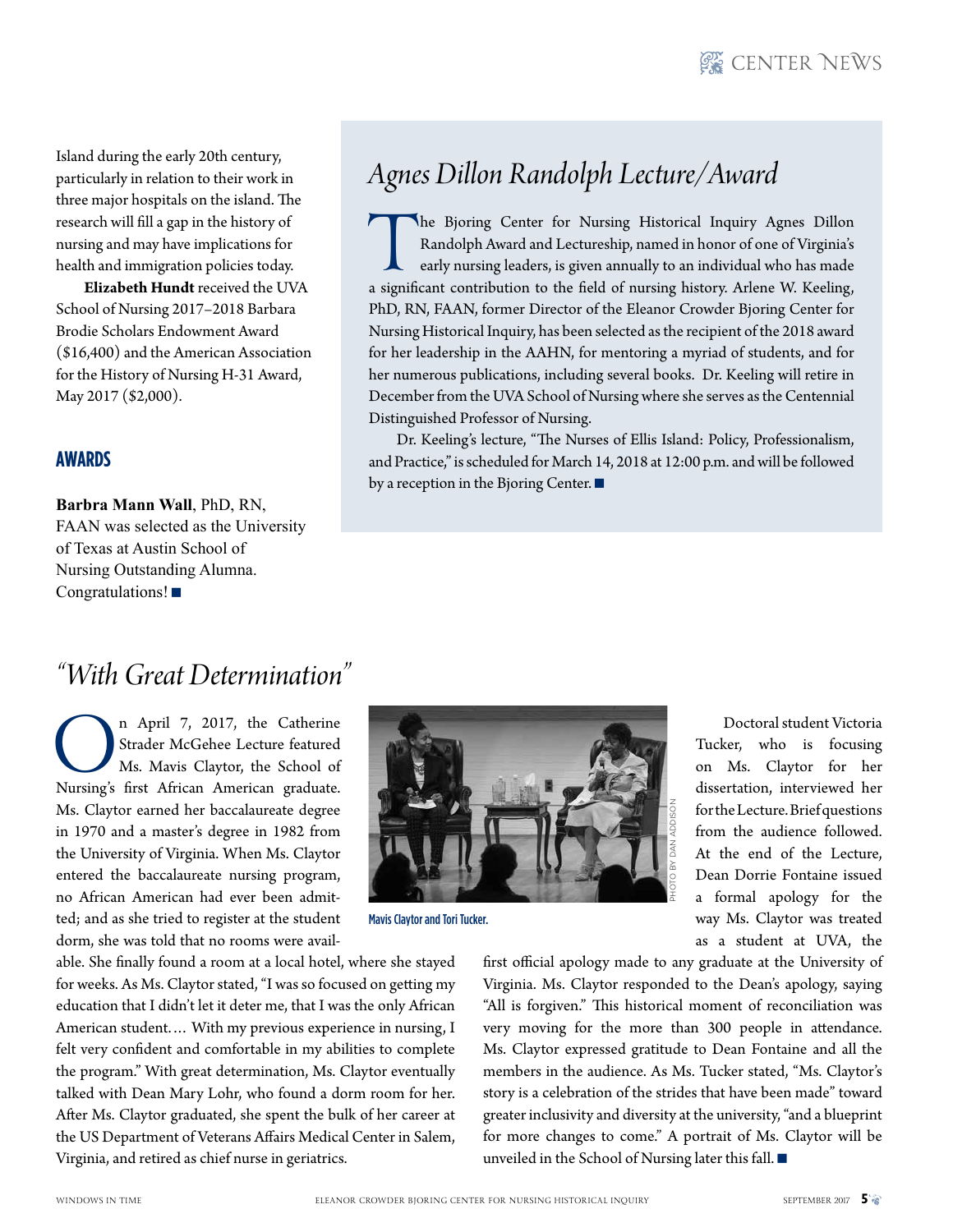Island during the early 20th century, particularly in relation to their work in three major hospitals on the island. The research will fill a gap in the history of nursing and may have implications for health and immigration policies today.

**Elizabeth Hundt** received the UVA School of Nursing 2017–2018 Barbara Brodie Scholars Endowment Award ($16,400) and the American Association for the History of Nursing H-31 Award, May 2017 ($2,000).

## AWARDS

**Barbra Mann Wall**, PhD, RN, FAAN was selected as the University of Texas at Austin School of Nursing Outstanding Alumna. Congratulations! ■

## *Agnes Dillon Randolph Lecture/Award*

The Bjoring Center for Nursing Historical Inquiry Agnes Dillon Randolph Award and Lectureship, named in honor of one of Virginia's early nursing leaders, is given annually to an individual who has made a significant contribution to the field of nursing history. Arlene W. Keeling, PhD, RN, FAAN, former Director of the Eleanor Crowder Bjoring Center for Nursing Historical Inquiry, has been selected as the recipient of the 2018 award for her leadership in the AAHN, for mentoring a myriad of students, and for her numerous publications, including several books. Dr. Keeling will retire in December from the UVA School of Nursing where she serves as the Centennial Distinguished Professor of Nursing.

Dr. Keeling's lecture, "The Nurses of Ellis Island: Policy, Professionalism, and Practice," is scheduled for March 14, 2018 at 12:00 p.m. and will be followed by a reception in the Bjoring Center. ■

## *"With Great Determination"*

On April 7, 2017, the Catherine Strader McGehee Lecture featured Ms. Mavis Claytor, the School of Nursing's first African American graduate. Ms. Claytor earned her baccalaureate degree in 1970 and a master's degree in 1982 from the University of Virginia. When Ms. Claytor entered the baccalaureate nursing program, no African American had ever been admitted; and as she tried to register at the student dorm, she was told that no rooms were available. She finally found a room at a local hotel, where she stayed for weeks. As Ms. Claytor stated, "I was so focused on getting my education that I didn't let it deter me, that I was the only African American student.… With my previous experience in nursing, I felt very confident and comfortable in my abilities to complete the program." With great determination, Ms. Claytor eventually talked with Dean Mary Lohr, who found a dorm room for her. After Ms. Claytor graduated, she spent the bulk of her career at the US Department of Veterans Affairs Medical Center in Salem, Virginia, and retired as chief nurse in geriatrics.

PHOTO BY DAN ADDISON

Mavis Claytor and Tori Tucker.

Doctoral student Victoria Tucker, who is focusing on Ms. Claytor for her dissertation, interviewed her for the Lecture. Brief questions from the audience followed. At the end of the Lecture, Dean Dorrie Fontaine issued a formal apology for the way Ms. Claytor was treated as a student at UVA, the first official apology made to any graduate at the University of Virginia. Ms. Claytor responded to the Dean's apology, saying "All is forgiven." This historical moment of reconciliation was very moving for the more than 300 people in attendance. Ms. Claytor expressed gratitude to Dean Fontaine and all the members in the audience. As Ms. Tucker stated, "Ms. Claytor's story is a celebration of the strides that have been made" toward greater inclusivity and diversity at the university, "and a blueprint for more changes to come." A portrait of Ms. Claytor will be unveiled in the School of Nursing later this fall. ■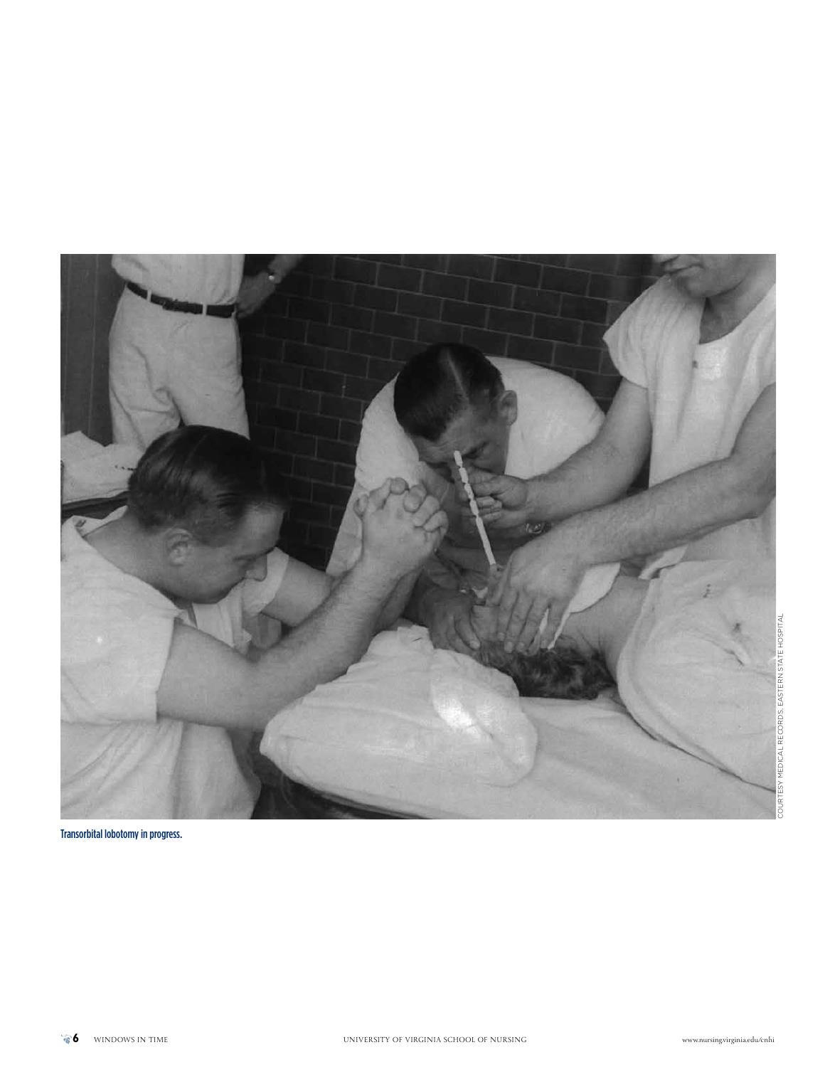COURTESY MEDICAL RECORDS, EASTERN STATE HOSPITAL

Transorbital lobotomy in progress.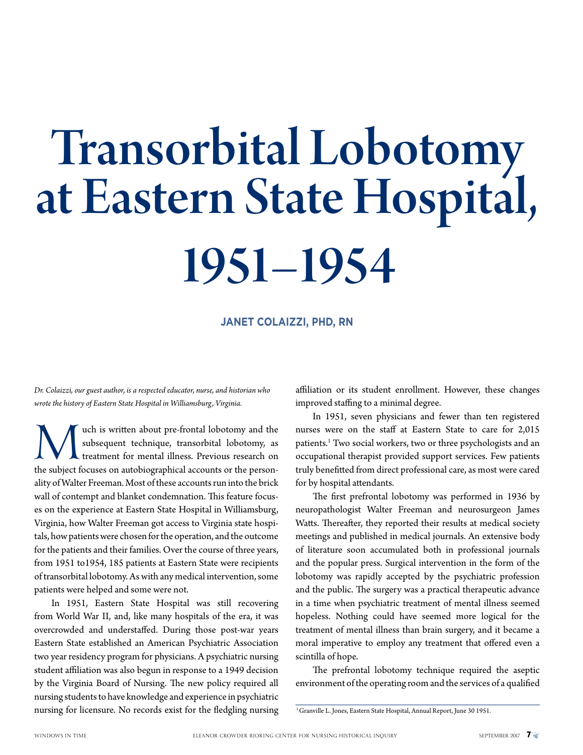# Transorbital Lobotomy at Eastern State Hospital, 1951–1954

**JANET COLAIZZI, PHD, RN**

*Dr. Colaizzi, our guest author, is a respected educator, nurse, and historian who wrote the history of Eastern State Hospital in Williamsburg, Virginia.*

Much is written about pre-frontal lobotomy and the subsequent technique, transorbital lobotomy, as treatment for mental illness. Previous research on the subject focuses on autobiographical accounts or the personality of Walter Freeman. Most of these accounts run into the brick wall of contempt and blanket condemnation. This feature focuses on the experience at Eastern State Hospital in Williamsburg, Virginia, how Walter Freeman got access to Virginia state hospitals, how patients were chosen for the operation, and the outcome for the patients and their families. Over the course of three years, from 1951 to1954, 185 patients at Eastern State were recipients of transorbital lobotomy. As with any medical intervention, some patients were helped and some were not.

In 1951, Eastern State Hospital was still recovering from World War II, and, like many hospitals of the era, it was overcrowded and understaffed. During those post-war years Eastern State established an American Psychiatric Association two year residency program for physicians. A psychiatric nursing student affiliation was also begun in response to a 1949 decision by the Virginia Board of Nursing. The new policy required all nursing students to have knowledge and experience in psychiatric nursing for licensure. No records exist for the fledgling nursing affiliation or its student enrollment. However, these changes improved staffing to a minimal degree.

In 1951, seven physicians and fewer than ten registered nurses were on the staff at Eastern State to care for 2,015 patients.[1] Two social workers, two or three psychologists and an occupational therapist provided support services. Few patients truly benefitted from direct professional care, as most were cared for by hospital attendants.

The first prefrontal lobotomy was performed in 1936 by neuropathologist Walter Freeman and neurosurgeon James Watts. Thereafter, they reported their results at medical society meetings and published in medical journals. An extensive body of literature soon accumulated both in professional journals and the popular press. Surgical intervention in the form of the lobotomy was rapidly accepted by the psychiatric profession and the public. The surgery was a practical therapeutic advance in a time when psychiatric treatment of mental illness seemed hopeless. Nothing could have seemed more logical for the treatment of mental illness than brain surgery, and it became a moral imperative to employ any treatment that offered even a scintilla of hope.

The prefrontal lobotomy technique required the aseptic environment of the operating room and the services of a qualified

[1] Granville L. Jones, Eastern State Hospital, Annual Report, June 30 1951.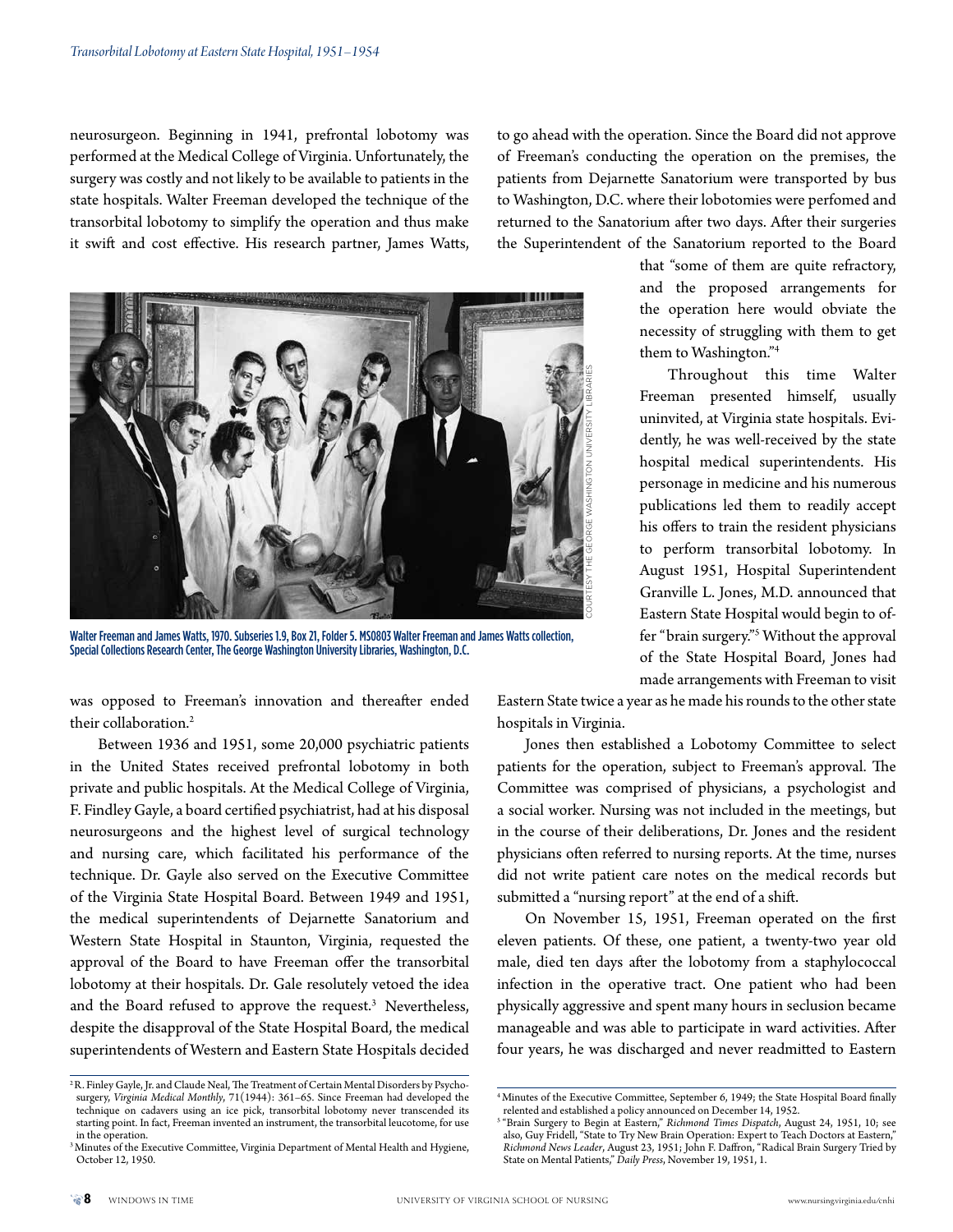neurosurgeon. Beginning in 1941, prefrontal lobotomy was performed at the Medical College of Virginia. Unfortunately, the surgery was costly and not likely to be available to patients in the state hospitals. Walter Freeman developed the technique of the transorbital lobotomy to simplify the operation and thus make it swift and cost effective. His research partner, James Watts, was opposed to Freeman's innovation and thereafter ended their collaboration.[2]

Walter Freeman and James Watts, 1970. Subseries 1.9, Box 21, Folder 5. MS0803 Walter Freeman and James Watts collection, Special Collections Research Center, The George Washington University Libraries, Washington, D.C.

Between 1936 and 1951, some 20,000 psychiatric patients in the United States received prefrontal lobotomy in both private and public hospitals. At the Medical College of Virginia, F. Findley Gayle, a board certified psychiatrist, had at his disposal neurosurgeons and the highest level of surgical technology and nursing care, which facilitated his performance of the technique. Dr. Gayle also served on the Executive Committee of the Virginia State Hospital Board. Between 1949 and 1951, the medical superintendents of Dejarnette Sanatorium and Western State Hospital in Staunton, Virginia, requested the approval of the Board to have Freeman offer the transorbital lobotomy at their hospitals. Dr. Gale resolutely vetoed the idea and the Board refused to approve the request.[3] Nevertheless, despite the disapproval of the State Hospital Board, the medical superintendents of Western and Eastern State Hospitals decided to go ahead with the operation. Since the Board did not approve of Freeman's conducting the operation on the premises, the patients from Dejarnette Sanatorium were transported by bus to Washington, D.C. where their lobotomies were perfomed and returned to the Sanatorium after two days. After their surgeries the Superintendent of the Sanatorium reported to the Board that "some of them are quite refractory, and the proposed arrangements for the operation here would obviate the necessity of struggling with them to get them to Washington."[4]

Throughout this time Walter Freeman presented himself, usually uninvited, at Virginia state hospitals. Evidently, he was well-received by the state hospital medical superintendents. His personage in medicine and his numerous publications led them to readily accept his offers to train the resident physicians to perform transorbital lobotomy. In August 1951, Hospital Superintendent Granville L. Jones, M.D. announced that Eastern State Hospital would begin to offer "brain surgery."[5] Without the approval of the State Hospital Board, Jones had made arrangements with Freeman to visit Eastern State twice a year as he made his rounds to the other state hospitals in Virginia.

Jones then established a Lobotomy Committee to select patients for the operation, subject to Freeman's approval. The Committee was comprised of physicians, a psychologist and a social worker. Nursing was not included in the meetings, but in the course of their deliberations, Dr. Jones and the resident physicians often referred to nursing reports. At the time, nurses did not write patient care notes on the medical records but submitted a "nursing report" at the end of a shift.

On November 15, 1951, Freeman operated on the first eleven patients. Of these, one patient, a twenty-two year old male, died ten days after the lobotomy from a staphylococcal infection in the operative tract. One patient who had been physically aggressive and spent many hours in seclusion became manageable and was able to participate in ward activities. After four years, he was discharged and never readmitted to Eastern

[2] R. Finley Gayle, Jr. and Claude Neal, The Treatment of Certain Mental Disorders by Psychosurgery, *Virginia Medical Monthly*, 71(1944): 361–65. Since Freeman had developed the technique on cadavers using an ice pick, transorbital lobotomy never transcended its starting point. In fact, Freeman invented an instrument, the transorbital leucotome, for use in the operation.

[3] Minutes of the Executive Committee, Virginia Department of Mental Health and Hygiene, October 12, 1950.

[4] Minutes of the Executive Committee, September 6, 1949; the State Hospital Board finally relented and established a policy announced on December 14, 1952.

[5] "Brain Surgery to Begin at Eastern," *Richmond Times Dispatch*, August 24, 1951, 10; see also, Guy Fridell, "State to Try New Brain Operation: Expert to Teach Doctors at Eastern," *Richmond News Leader*, August 23, 1951; John F. Daffron, "Radical Brain Surgery Tried by State on Mental Patients," *Daily Press*, November 19, 1951, 1.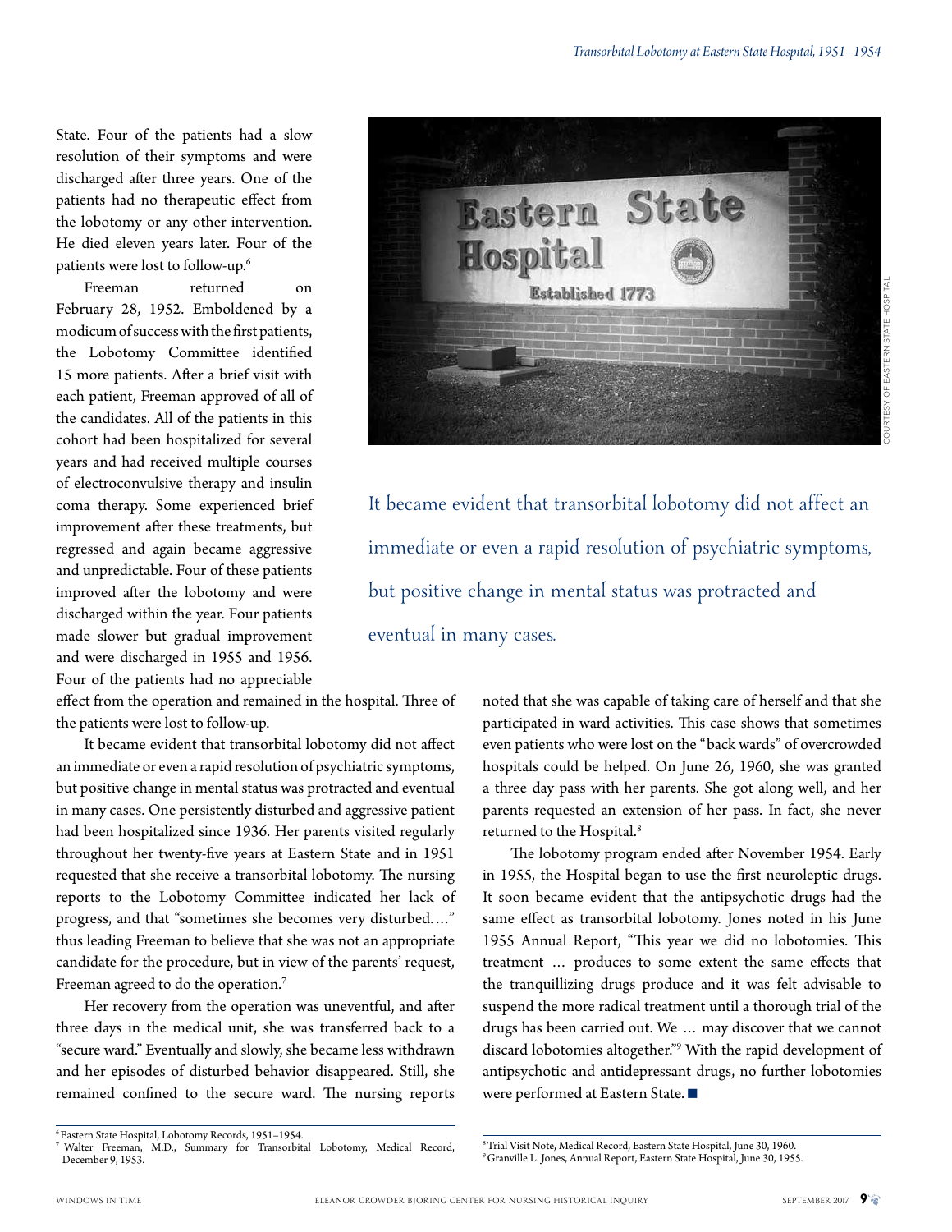State. Four of the patients had a slow resolution of their symptoms and were discharged after three years. One of the patients had no therapeutic effect from the lobotomy or any other intervention. He died eleven years later. Four of the patients were lost to follow-up.[6]

Freeman returned on February 28, 1952. Emboldened by a modicum of success with the first patients, the Lobotomy Committee identified 15 more patients. After a brief visit with each patient, Freeman approved of all of the candidates. All of the patients in this cohort had been hospitalized for several years and had received multiple courses of electroconvulsive therapy and insulin coma therapy. Some experienced brief improvement after these treatments, but regressed and again became aggressive and unpredictable. Four of these patients improved after the lobotomy and were discharged within the year. Four patients made slower but gradual improvement and were discharged in 1955 and 1956. Four of the patients had no appreciable effect from the operation and remained in the hospital. Three of the patients were lost to follow-up.

COURTESY OF EASTERN STATE HOSPITAL

> It became evident that transorbital lobotomy did not affect an immediate or even a rapid resolution of psychiatric symptoms, but positive change in mental status was protracted and eventual in many cases.

It became evident that transorbital lobotomy did not affect an immediate or even a rapid resolution of psychiatric symptoms, but positive change in mental status was protracted and eventual in many cases. One persistently disturbed and aggressive patient had been hospitalized since 1936. Her parents visited regularly throughout her twenty-five years at Eastern State and in 1951 requested that she receive a transorbital lobotomy. The nursing reports to the Lobotomy Committee indicated her lack of progress, and that "sometimes she becomes very disturbed…." thus leading Freeman to believe that she was not an appropriate candidate for the procedure, but in view of the parents' request, Freeman agreed to do the operation.[7]

Her recovery from the operation was uneventful, and after three days in the medical unit, she was transferred back to a "secure ward." Eventually and slowly, she became less withdrawn and her episodes of disturbed behavior disappeared. Still, she remained confined to the secure ward. The nursing reports noted that she was capable of taking care of herself and that she participated in ward activities. This case shows that sometimes even patients who were lost on the "back wards" of overcrowded hospitals could be helped. On June 26, 1960, she was granted a three day pass with her parents. She got along well, and her parents requested an extension of her pass. In fact, she never returned to the Hospital.[8]

The lobotomy program ended after November 1954. Early in 1955, the Hospital began to use the first neuroleptic drugs. It soon became evident that the antipsychotic drugs had the same effect as transorbital lobotomy. Jones noted in his June 1955 Annual Report, "This year we did no lobotomies. This treatment … produces to some extent the same effects that the tranquillizing drugs produce and it was felt advisable to suspend the more radical treatment until a thorough trial of the drugs has been carried out. We … may discover that we cannot discard lobotomies altogether."[9] With the rapid development of antipsychotic and antidepressant drugs, no further lobotomies were performed at Eastern State. ■

---

[6] Eastern State Hospital, Lobotomy Records, 1951–1954.

[7] Walter Freeman, M.D., Summary for Transorbital Lobotomy, Medical Record, December 9, 1953.

[8] Trial Visit Note, Medical Record, Eastern State Hospital, June 30, 1960.

[9] Granville L. Jones, Annual Report, Eastern State Hospital, June 30, 1955.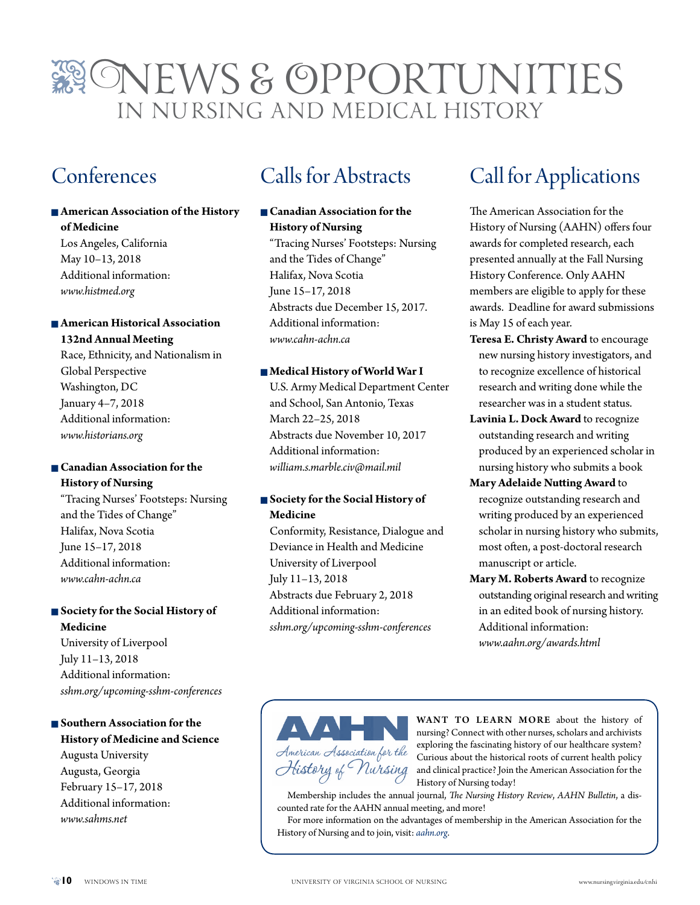# News & Opportunities
## in Nursing and Medical History

## Conferences

- **American Association of the History of Medicine**
  Los Angeles, California
  May 10–13, 2018
  Additional information:
  *www.histmed.org*

- **American Historical Association 132nd Annual Meeting**
  Race, Ethnicity, and Nationalism in Global Perspective
  Washington, DC
  January 4–7, 2018
  Additional information:
  *www.historians.org*

- **Canadian Association for the History of Nursing**
  "Tracing Nurses' Footsteps: Nursing and the Tides of Change"
  Halifax, Nova Scotia
  June 15–17, 2018
  Additional information:
  *www.cahn-achn.ca*

- **Society for the Social History of Medicine**
  University of Liverpool
  July 11–13, 2018
  Additional information:
  *sshm.org/upcoming-sshm-conferences*

- **Southern Association for the History of Medicine and Science**
  Augusta University
  Augusta, Georgia
  February 15–17, 2018
  Additional information:
  *www.sahms.net*

## Calls for Abstracts

- **Canadian Association for the History of Nursing**
  "Tracing Nurses' Footsteps: Nursing and the Tides of Change"
  Halifax, Nova Scotia
  June 15–17, 2018
  Abstracts due December 15, 2017.
  Additional information:
  *www.cahn-achn.ca*

- **Medical History of World War I**
  U.S. Army Medical Department Center and School, San Antonio, Texas
  March 22–25, 2018
  Abstracts due November 10, 2017
  Additional information:
  *william.s.marble.civ@mail.mil*

- **Society for the Social History of Medicine**
  Conformity, Resistance, Dialogue and Deviance in Health and Medicine
  University of Liverpool
  July 11–13, 2018
  Abstracts due February 2, 2018
  Additional information:
  *sshm.org/upcoming-sshm-conferences*

## Call for Applications

The American Association for the History of Nursing (AAHN) offers four awards for completed research, each presented annually at the Fall Nursing History Conference. Only AAHN members are eligible to apply for these awards. Deadline for award submissions is May 15 of each year.

**Teresa E. Christy Award** to encourage new nursing history investigators, and to recognize excellence of historical research and writing done while the researcher was in a student status.

**Lavinia L. Dock Award** to recognize outstanding research and writing produced by an experienced scholar in nursing history who submits a book

**Mary Adelaide Nutting Award** to recognize outstanding research and writing produced by an experienced scholar in nursing history who submits, most often, a post-doctoral research manuscript or article.

**Mary M. Roberts Award** to recognize outstanding original research and writing in an edited book of nursing history.
Additional information:
*www.aahn.org/awards.html*

---

AAHN
American Association for the History of Nursing

**WANT TO LEARN MORE** about the history of nursing? Connect with other nurses, scholars and archivists exploring the fascinating history of our healthcare system? Curious about the historical roots of current health policy and clinical practice? Join the American Association for the History of Nursing today!

Membership includes the annual journal, *The Nursing History Review*, *AAHN Bulletin*, a discounted rate for the AAHN annual meeting, and more!

For more information on the advantages of membership in the American Association for the History of Nursing and to join, visit: *aahn.org*.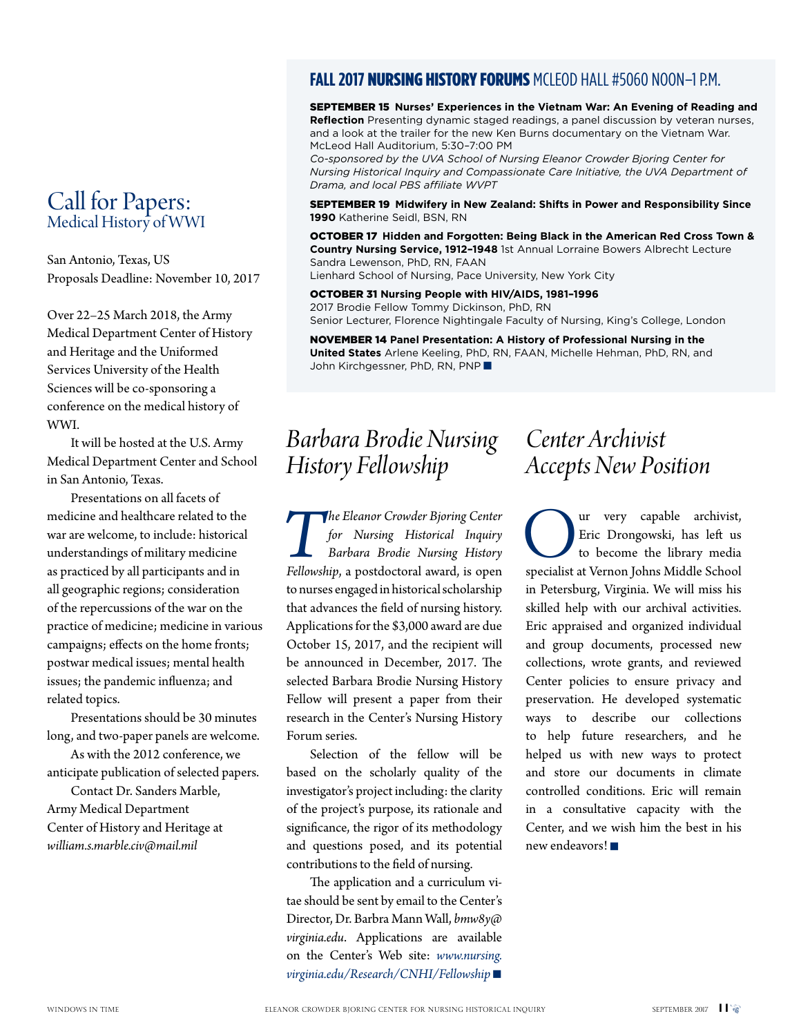## Call for Papers: Medical History of WWI

San Antonio, Texas, US
Proposals Deadline: November 10, 2017

Over 22–25 March 2018, the Army Medical Department Center of History and Heritage and the Uniformed Services University of the Health Sciences will be co-sponsoring a conference on the medical history of WWI.

It will be hosted at the U.S. Army Medical Department Center and School in San Antonio, Texas.

Presentations on all facets of medicine and healthcare related to the war are welcome, to include: historical understandings of military medicine as practiced by all participants and in all geographic regions; consideration of the repercussions of the war on the practice of medicine; medicine in various campaigns; effects on the home fronts; postwar medical issues; mental health issues; the pandemic influenza; and related topics.

Presentations should be 30 minutes long, and two-paper panels are welcome.

As with the 2012 conference, we anticipate publication of selected papers.

Contact Dr. Sanders Marble, Army Medical Department Center of History and Heritage at *william.s.marble.civ@mail.mil*

## FALL 2017 NURSING HISTORY FORUMS McLEOD HALL #5060 NOON–1 P.M.

**SEPTEMBER 15 Nurses' Experiences in the Vietnam War: An Evening of Reading and Reflection** Presenting dynamic staged readings, a panel discussion by veteran nurses, and a look at the trailer for the new Ken Burns documentary on the Vietnam War. McLeod Hall Auditorium, 5:30–7:00 PM
*Co-sponsored by the UVA School of Nursing Eleanor Crowder Bjoring Center for Nursing Historical Inquiry and Compassionate Care Initiative, the UVA Department of Drama, and local PBS affiliate WVPT*

**SEPTEMBER 19 Midwifery in New Zealand: Shifts in Power and Responsibility Since 1990** Katherine Seidl, BSN, RN

**OCTOBER 17 Hidden and Forgotten: Being Black in the American Red Cross Town & Country Nursing Service, 1912–1948** 1st Annual Lorraine Bowers Albrecht Lecture
Sandra Lewenson, PhD, RN, FAAN
Lienhard School of Nursing, Pace University, New York City

**OCTOBER 31 Nursing People with HIV/AIDS, 1981–1996**
2017 Brodie Fellow Tommy Dickinson, PhD, RN
Senior Lecturer, Florence Nightingale Faculty of Nursing, King's College, London

**NOVEMBER 14 Panel Presentation: A History of Professional Nursing in the United States** Arlene Keeling, PhD, RN, FAAN, Michelle Hehman, PhD, RN, and John Kirchgessner, PhD, RN, PNP ■

## *Barbara Brodie Nursing History Fellowship*

*The Eleanor Crowder Bjoring Center for Nursing Historical Inquiry Barbara Brodie Nursing History Fellowship*, a postdoctoral award, is open to nurses engaged in historical scholarship that advances the field of nursing history. Applications for the $3,000 award are due October 15, 2017, and the recipient will be announced in December, 2017. The selected Barbara Brodie Nursing History Fellow will present a paper from their research in the Center's Nursing History Forum series.

Selection of the fellow will be based on the scholarly quality of the investigator's project including: the clarity of the project's purpose, its rationale and significance, the rigor of its methodology and questions posed, and its potential contributions to the field of nursing.

The application and a curriculum vitae should be sent by email to the Center's Director, Dr. Barbra Mann Wall, *bmw8y@virginia.edu*. Applications are available on the Center's Web site: *www.nursing.virginia.edu/Research/CNHI/Fellowship* ■

## *Center Archivist Accepts New Position*

Our very capable archivist, Eric Drongowski, has left us to become the library media specialist at Vernon Johns Middle School in Petersburg, Virginia. We will miss his skilled help with our archival activities. Eric appraised and organized individual and group documents, processed new collections, wrote grants, and reviewed Center policies to ensure privacy and preservation. He developed systematic ways to describe our collections to help future researchers, and he helped us with new ways to protect and store our documents in climate controlled conditions. Eric will remain in a consultative capacity with the Center, and we wish him the best in his new endeavors! ■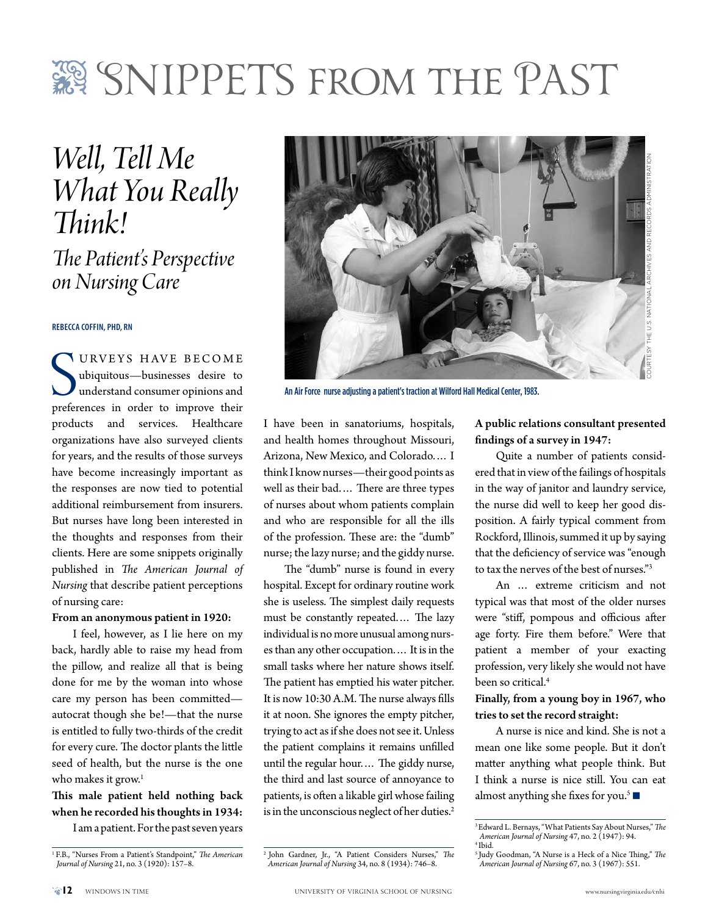# Snippets from the Past

## *Well, Tell Me What You Really Think!*

### *The Patient's Perspective on Nursing Care*

REBECCA COFFIN, PHD, RN

Surveys have become ubiquitous—businesses desire to understand consumer opinions and preferences in order to improve their products and services. Healthcare organizations have also surveyed clients for years, and the results of those surveys have become increasingly important as the responses are now tied to potential additional reimbursement from insurers. But nurses have long been interested in the thoughts and responses from their clients. Here are some snippets originally published in *The American Journal of Nursing* that describe patient perceptions of nursing care:

**From an anonymous patient in 1920:**

I feel, however, as I lie here on my back, hardly able to raise my head from the pillow, and realize all that is being done for me by the woman into whose care my person has been committed—autocrat though she be!—that the nurse is entitled to fully two-thirds of the credit for every cure. The doctor plants the little seed of health, but the nurse is the one who makes it grow.[1]

**This male patient held nothing back when he recorded his thoughts in 1934:**

I am a patient. For the past seven years I have been in sanatoriums, hospitals, and health homes throughout Missouri, Arizona, New Mexico, and Colorado.… I think I know nurses—their good points as well as their bad.… There are three types of nurses about whom patients complain and who are responsible for all the ills of the profession. These are: the "dumb" nurse; the lazy nurse; and the giddy nurse.

The "dumb" nurse is found in every hospital. Except for ordinary routine work she is useless. The simplest daily requests must be constantly repeated.… The lazy individual is no more unusual among nurses than any other occupation.… It is in the small tasks where her nature shows itself. The patient has emptied his water pitcher. It is now 10:30 A.M. The nurse always fills it at noon. She ignores the empty pitcher, trying to act as if she does not see it. Unless the patient complains it remains unfilled until the regular hour.… The giddy nurse, the third and last source of annoyance to patients, is often a likable girl whose failing is in the unconscious neglect of her duties.[2]

An Air Force nurse adjusting a patient's traction at Wilford Hall Medical Center, 1983.

COURTESY THE U.S. NATIONAL ARCHIVES AND RECORDS ADMINISTRATION

**A public relations consultant presented findings of a survey in 1947:**

Quite a number of patients considered that in view of the failings of hospitals in the way of janitor and laundry service, the nurse did well to keep her good disposition. A fairly typical comment from Rockford, Illinois, summed it up by saying that the deficiency of service was "enough to tax the nerves of the best of nurses."[3]

An … extreme criticism and not typical was that most of the older nurses were "stiff, pompous and officious after age forty. Fire them before." Were that patient a member of your exacting profession, very likely she would not have been so critical.[4]

**Finally, from a young boy in 1967, who tries to set the record straight:**

A nurse is nice and kind. She is not a mean one like some people. But it don't matter anything what people think. But I think a nurse is nice still. You can eat almost anything she fixes for you.[5] ■

---

[1] F.B., "Nurses From a Patient's Standpoint," *The American Journal of Nursing* 21, no. 3 (1920): 157–8.

[2] John Gardner, Jr., "A Patient Considers Nurses," *The American Journal of Nursing* 34, no. 8 (1934): 746–8.

[3] Edward L. Bernays, "What Patients Say About Nurses," *The American Journal of Nursing* 47, no. 2 (1947): 94.

[4] Ibid.

[5] Judy Goodman, "A Nurse is a Heck of a Nice Thing," *The American Journal of Nursing* 67, no. 3 (1967): 551.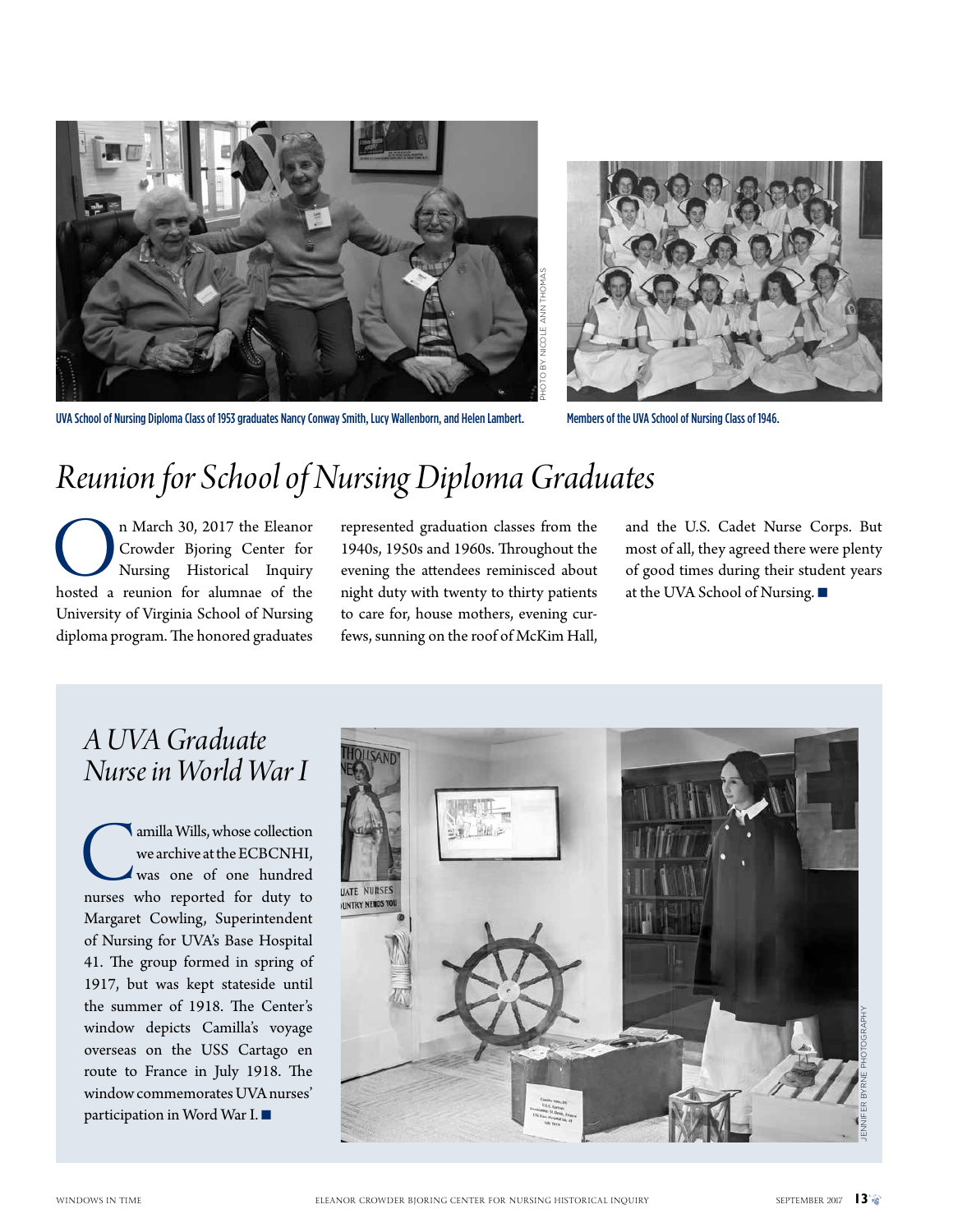UVA School of Nursing Diploma Class of 1953 graduates Nancy Conway Smith, Lucy Wallenborn, and Helen Lambert.

PHOTO BY NICOLE ANN THOMAS

Members of the UVA School of Nursing Class of 1946.

# *Reunion for School of Nursing Diploma Graduates*

On March 30, 2017 the Eleanor Crowder Bjoring Center for Nursing Historical Inquiry hosted a reunion for alumnae of the University of Virginia School of Nursing diploma program. The honored graduates represented graduation classes from the 1940s, 1950s and 1960s. Throughout the evening the attendees reminisced about night duty with twenty to thirty patients to care for, house mothers, evening curfews, sunning on the roof of McKim Hall, and the U.S. Cadet Nurse Corps. But most of all, they agreed there were plenty of good times during their student years at the UVA School of Nursing. ■

## *A UVA Graduate Nurse in World War I*

Camilla Wills, whose collection we archive at the ECBCNHI, was one of one hundred nurses who reported for duty to Margaret Cowling, Superintendent of Nursing for UVA's Base Hospital 41. The group formed in spring of 1917, but was kept stateside until the summer of 1918. The Center's window depicts Camilla's voyage overseas on the USS Cartago en route to France in July 1918. The window commemorates UVA nurses' participation in Word War I. ■

JENNIFER BYRNE PHOTOGRAPHY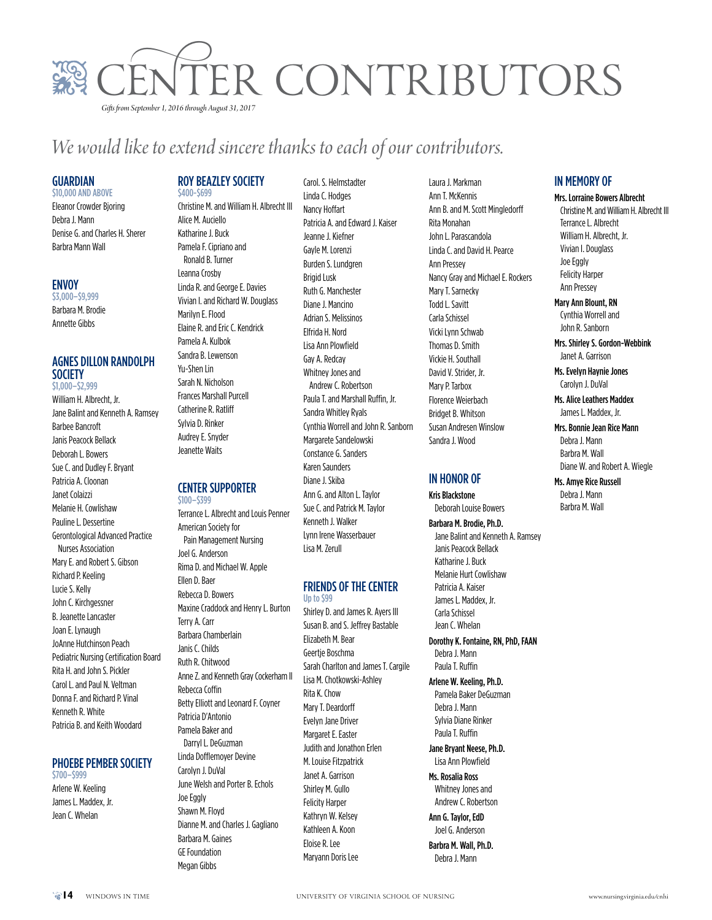# CENTER CONTRIBUTORS

*Gifts from September 1, 2016 through August 31, 2017*

*We would like to extend sincere thanks to each of our contributors.*

## GUARDIAN
**$10,000 AND ABOVE**

Eleanor Crowder Bjoring
Debra J. Mann
Denise G. and Charles H. Sherer
Barbra Mann Wall

## ENVOY
**$3,000–$9,999**

Barbara M. Brodie
Annette Gibbs

## AGNES DILLON RANDOLPH SOCIETY
**$1,000–$2,999**

William H. Albrecht, Jr.
Jane Balint and Kenneth A. Ramsey
Barbee Bancroft
Janis Peacock Bellack
Deborah L. Bowers
Sue C. and Dudley F. Bryant
Patricia A. Cloonan
Janet Colaizzi
Melanie H. Cowlishaw
Pauline L. Dessertine
Gerontological Advanced Practice Nurses Association
Mary E. and Robert S. Gibson
Richard P. Keeling
Lucie S. Kelly
John C. Kirchgessner
B. Jeanette Lancaster
Joan E. Lynaugh
JoAnne Hutchinson Peach
Pediatric Nursing Certification Board
Rita H. and John S. Pickler
Carol L. and Paul N. Veltman
Donna F. and Richard P. Vinal
Kenneth R. White
Patricia B. and Keith Woodard

## PHOEBE PEMBER SOCIETY
**$700–$999**

Arlene W. Keeling
James L. Maddex, Jr.
Jean C. Whelan

## ROY BEAZLEY SOCIETY
**$400–$699**

Christine M. and William H. Albrecht III
Alice M. Auciello
Katharine J. Buck
Pamela F. Cipriano and Ronald B. Turner
Leanna Crosby
Linda R. and George E. Davies
Vivian I. and Richard W. Douglass
Marilyn E. Flood
Elaine R. and Eric C. Kendrick
Pamela A. Kulbok
Sandra B. Lewenson
Yu-Shen Lin
Sarah N. Nicholson
Frances Marshall Purcell
Catherine R. Ratliff
Sylvia D. Rinker
Audrey E. Snyder
Jeanette Waits

## CENTER SUPPORTER
**$100–$399**

Terrance L. Albrecht and Louis Penner
American Society for Pain Management Nursing
Joel G. Anderson
Rima D. and Michael W. Apple
Ellen D. Baer
Rebecca D. Bowers
Maxine Craddock and Henry L. Burton
Terry A. Carr
Barbara Chamberlain
Janis C. Childs
Ruth R. Chitwood
Anne Z. and Kenneth Gray Cockerham II
Rebecca Coffin
Betty Elliott and Leonard F. Coyner
Patricia D'Antonio
Pamela Baker and Darryl L. DeGuzman
Linda Dofflemoyer Devine
Carolyn J. DuVal
June Welsh and Porter B. Echols
Joe Eggly
Shawn M. Floyd
Dianne M. and Charles J. Gagliano
Barbara M. Gaines
GE Foundation
Megan Gibbs
Carol. S. Helmstadter
Linda C. Hodges
Nancy Hoffart
Patricia A. and Edward J. Kaiser
Jeanne J. Kiefner
Gayle M. Lorenzi
Burden S. Lundgren
Brigid Lusk
Ruth G. Manchester
Diane J. Mancino
Adrian S. Melissinos
Elfrida H. Nord
Lisa Ann Plowfield
Gay A. Redcay
Whitney Jones and Andrew C. Robertson
Paula T. and Marshall Ruffin, Jr.
Sandra Whitley Ryals
Cynthia Worrell and John R. Sanborn
Margarete Sandelowski
Constance G. Sanders
Karen Saunders
Diane J. Skiba
Ann G. and Alton L. Taylor
Sue C. and Patrick M. Taylor
Kenneth J. Walker
Lynn Irene Wasserbauer
Lisa M. Zerull
Laura J. Markman
Ann T. McKennis
Ann B. and M. Scott Mingledorff
Rita Monahan
John L. Parascandola
Linda C. and David H. Pearce
Ann Pressey
Nancy Gray and Michael E. Rockers
Mary T. Sarnecky
Todd L. Savitt
Carla Schissel
Vicki Lynn Schwab
Thomas D. Smith
Vickie H. Southall
David V. Strider, Jr.
Mary P. Tarbox
Florence Weierbach
Bridget B. Whitson
Susan Andresen Winslow
Sandra J. Wood

## FRIENDS OF THE CENTER
**Up to $99**

Shirley D. and James R. Ayers III
Susan B. and S. Jeffrey Bastable
Elizabeth M. Bear
Geertje Boschma
Sarah Charlton and James T. Cargile
Lisa M. Chotkowski-Ashley
Rita K. Chow
Mary T. Deardorff
Evelyn Jane Driver
Margaret E. Easter
Judith and Jonathon Erlen
M. Louise Fitzpatrick
Janet A. Garrison
Shirley M. Gullo
Felicity Harper
Kathryn W. Kelsey
Kathleen A. Koon
Eloise R. Lee
Maryann Doris Lee

## IN HONOR OF

**Kris Blackstone**
Deborah Louise Bowers

**Barbara M. Brodie, Ph.D.**
Jane Balint and Kenneth A. Ramsey
Janis Peacock Bellack
Katharine J. Buck
Melanie Hurt Cowlishaw
Patricia A. Kaiser
James L. Maddex, Jr.
Carla Schissel
Jean C. Whelan

**Dorothy K. Fontaine, RN, PhD, FAAN**
Debra J. Mann
Paula T. Ruffin

**Arlene W. Keeling, Ph.D.**
Pamela Baker DeGuzman
Debra J. Mann
Sylvia Diane Rinker
Paula T. Ruffin

**Jane Bryant Neese, Ph.D.**
Lisa Ann Plowfield

**Ms. Rosalia Ross**
Whitney Jones and Andrew C. Robertson

**Ann G. Taylor, EdD**
Joel G. Anderson

**Barbra M. Wall, Ph.D.**
Debra J. Mann

## IN MEMORY OF

**Mrs. Lorraine Bowers Albrecht**
Christine M. and William H. Albrecht III
Terrance L. Albrecht
William H. Albrecht, Jr.
Vivian I. Douglass
Joe Eggly
Felicity Harper
Ann Pressey

**Mary Ann Blount, RN**
Cynthia Worrell and John R. Sanborn

**Mrs. Shirley S. Gordon-Webbink**
Janet A. Garrison

**Ms. Evelyn Haynie Jones**
Carolyn J. DuVal

**Ms. Alice Leathers Maddex**
James L. Maddex, Jr.

**Mrs. Bonnie Jean Rice Mann**
Debra J. Mann
Barbra M. Wall
Diane W. and Robert A. Wiegle

**Ms. Amye Rice Russell**
Debra J. Mann
Barbra M. Wall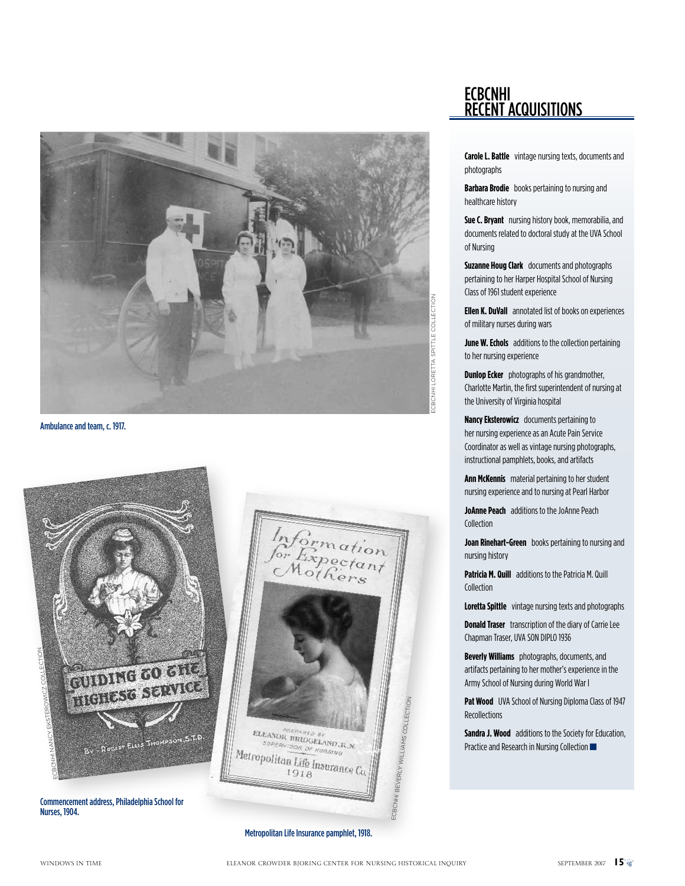Ambulance and team, c. 1917.

ECBCNHI LORETTA SPITTLE COLLECTION

Commencement address, Philadelphia School for Nurses, 1904.

ECBCNHI NANCY EKSTEROWICZ COLLECTION

Metropolitan Life Insurance pamphlet, 1918.

ECBCNHI BEVERLY WILLIAMS COLLECTION

## ECBCNHI RECENT ACQUISITIONS

**Carole L. Battle** vintage nursing texts, documents and photographs

**Barbara Brodie** books pertaining to nursing and healthcare history

**Sue C. Bryant** nursing history book, memorabilia, and documents related to doctoral study at the UVA School of Nursing

**Suzanne Houg Clark** documents and photographs pertaining to her Harper Hospital School of Nursing Class of 1961 student experience

**Ellen K. DuVall** annotated list of books on experiences of military nurses during wars

**June W. Echols** additions to the collection pertaining to her nursing experience

**Dunlop Ecker** photographs of his grandmother, Charlotte Martin, the first superintendent of nursing at the University of Virginia hospital

**Nancy Eksterowicz** documents pertaining to her nursing experience as an Acute Pain Service Coordinator as well as vintage nursing photographs, instructional pamphlets, books, and artifacts

**Ann McKennis** material pertaining to her student nursing experience and to nursing at Pearl Harbor

**JoAnne Peach** additions to the JoAnne Peach Collection

**Joan Rinehart-Green** books pertaining to nursing and nursing history

**Patricia M. Quill** additions to the Patricia M. Quill Collection

**Loretta Spittle** vintage nursing texts and photographs

**Donald Traser** transcription of the diary of Carrie Lee Chapman Traser, UVA SON DIPLO 1936

**Beverly Williams** photographs, documents, and artifacts pertaining to her mother's experience in the Army School of Nursing during World War I

**Pat Wood** UVA School of Nursing Diploma Class of 1947 Recollections

**Sandra J. Wood** additions to the Society for Education, Practice and Research in Nursing Collection ■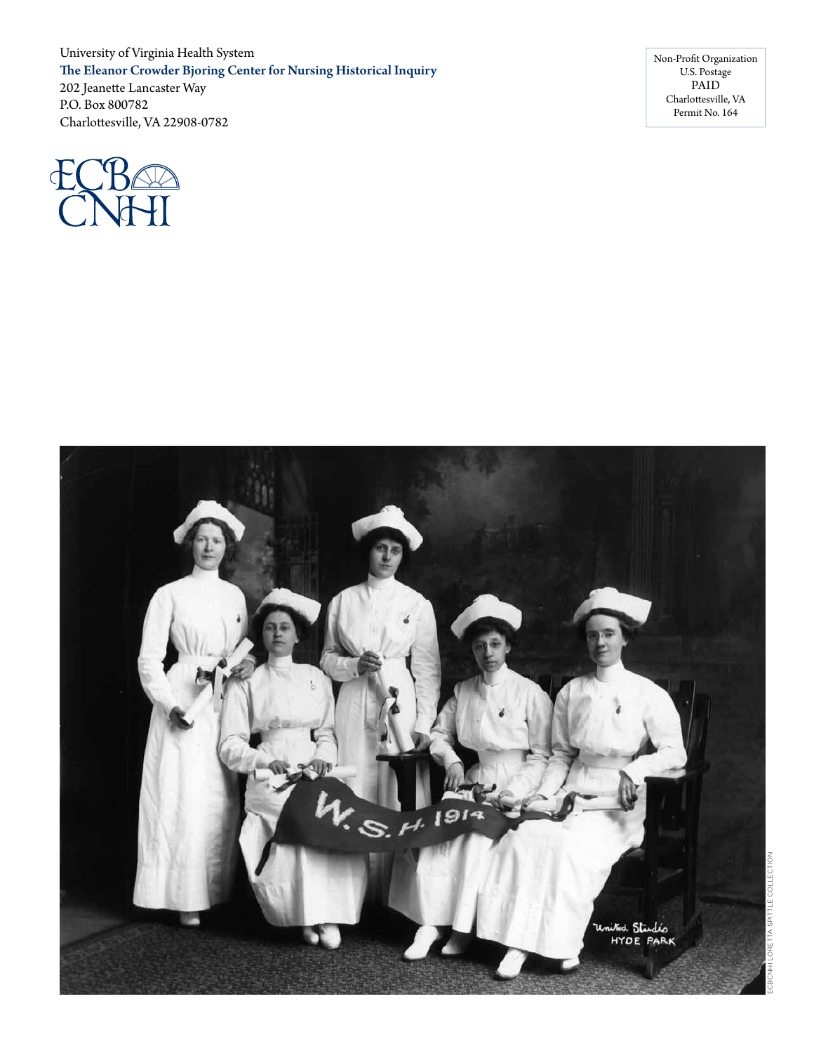University of Virginia Health System
**The Eleanor Crowder Bjoring Center for Nursing Historical Inquiry**
202 Jeanette Lancaster Way
P.O. Box 800782
Charlottesville, VA 22908-0782

Non-Profit Organization
U.S. Postage
PAID
Charlottesville, VA
Permit No. 164

ECBCNHI LORETTA SPITTLE COLLECTION